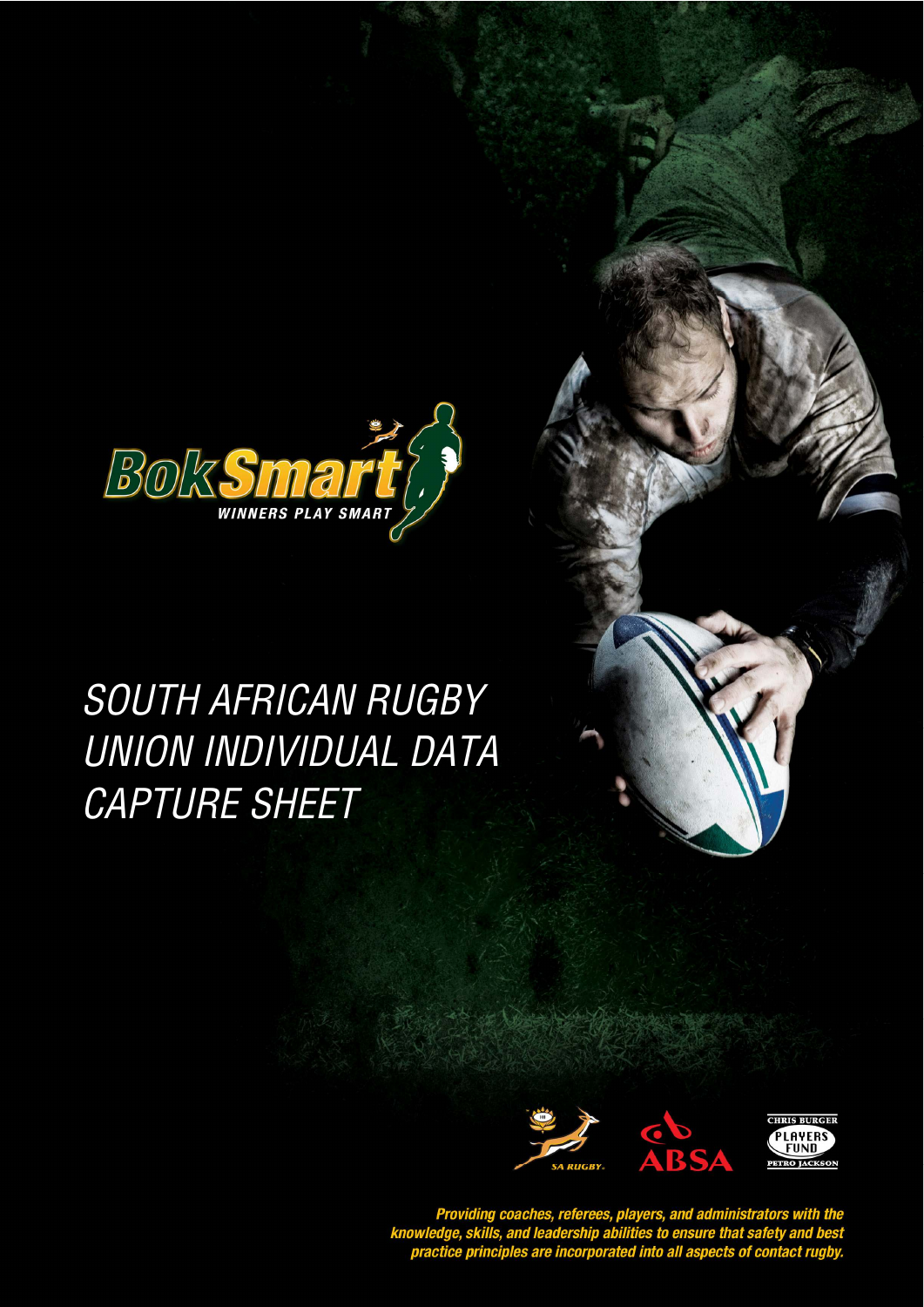BokSmart

WINNERS PLAY SMART

# SOUTH AFRICAN RUGBY UNION INDIVIDUAL DATA CAPTURE SHEET

SA RUGBY

ABSA

CHRIS BURGER PLAYERS FUND PETRO JACKSON

*Providing coaches, referees, players, and administrators with the knowledge, skills, and leadership abilities to ensure that safety and best practice principles are incorporated into all aspects of contact rugby.*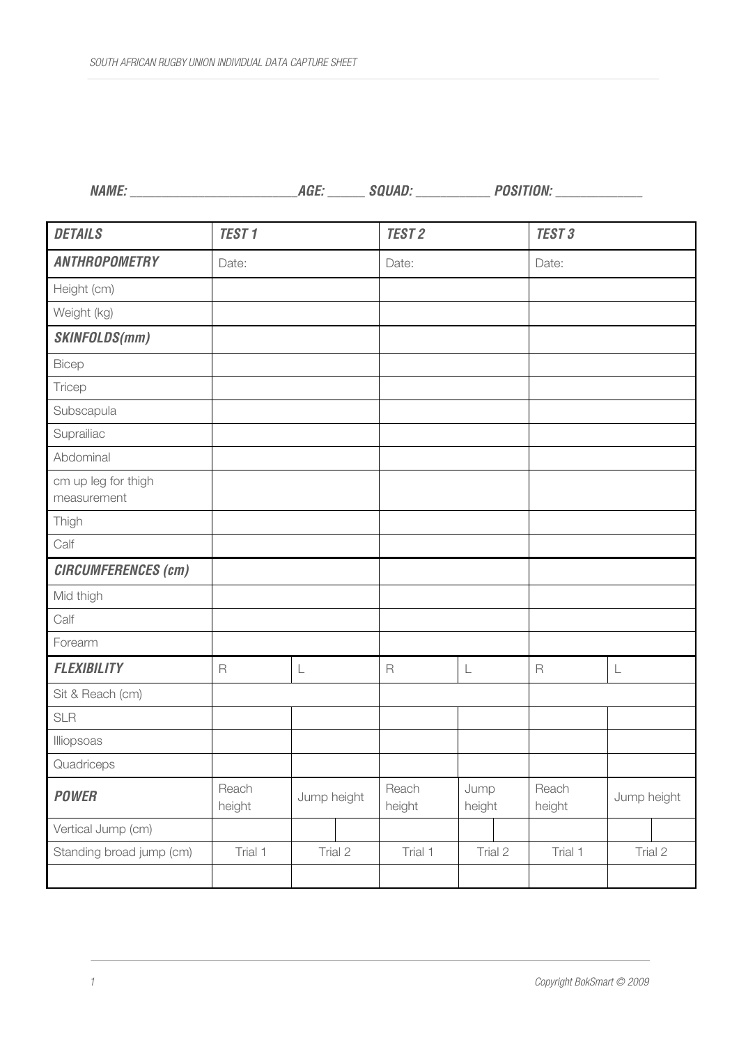***NAME:* \_\_\_\_\_\_\_\_\_\_\_\_\_\_\_\_\_\_\_\_\_\_\_\_\_\_*AGE:* \_\_\_\_\_\_ *SQUAD:* \_\_\_\_\_\_\_\_\_\_\_\_ *POSITION:* \_\_\_\_\_\_\_\_\_\_\_\_\_\_**

| ***DETAILS*** | ***TEST 1*** | | ***TEST 2*** | | ***TEST 3*** | |
|---|---|---|---|---|---|---|
| ***ANTHROPOMETRY*** | Date: | | Date: | | Date: | |
| Height (cm) | | | | | | |
| Weight (kg) | | | | | | |
| ***SKINFOLDS(mm)*** | | | | | | |
| Bicep | | | | | | |
| Tricep | | | | | | |
| Subscapula | | | | | | |
| Suprailiac | | | | | | |
| Abdominal | | | | | | |
| cm up leg for thigh measurement | | | | | | |
| Thigh | | | | | | |
| Calf | | | | | | |
| ***CIRCUMFERENCES (cm)*** | | | | | | |
| Mid thigh | | | | | | |
| Calf | | | | | | |
| Forearm | | | | | | |
| ***FLEXIBILITY*** | R | L | R | L | R | L |
| Sit & Reach (cm) | | | | | | |
| SLR | | | | | | |
| Illiopsoas | | | | | | |
| Quadriceps | | | | | | |
| ***POWER*** | Reach height | Jump height | Reach height | Jump height | Reach height | Jump height |
| Vertical Jump (cm) | | | | | | |
| Standing broad jump (cm) | Trial 1 | Trial 2 | Trial 1 | Trial 2 | Trial 1 | Trial 2 |
| | | | | | | |

Copyright BokSmart © 2009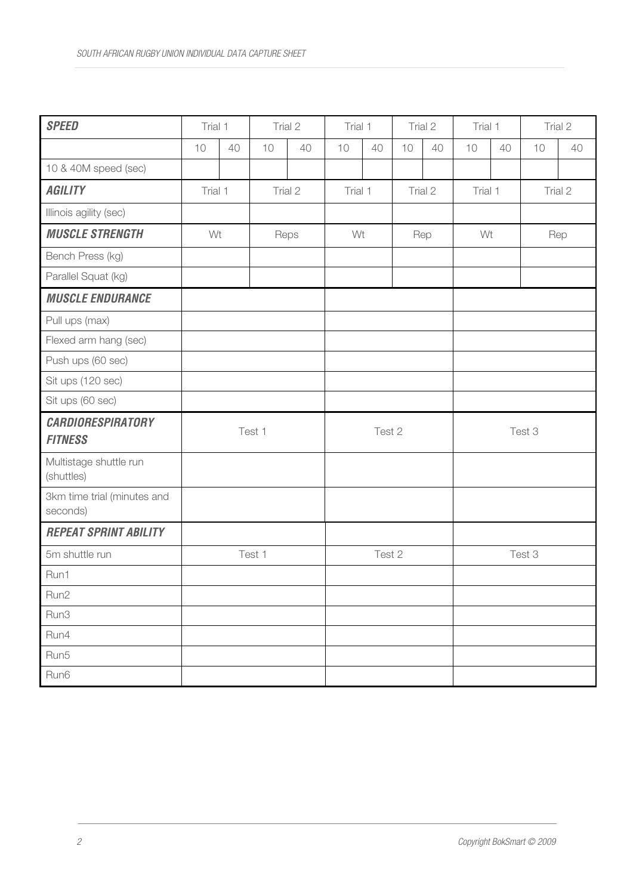| **SPEED** | Trial 1 | | Trial 2 | | Trial 1 | | Trial 2 | | Trial 1 | | Trial 2 | |
|---|---|---|---|---|---|---|---|---|---|---|---|---|
| | 10 | 40 | 10 | 40 | 10 | 40 | 10 | 40 | 10 | 40 | 10 | 40 |
| 10 & 40M speed (sec) | | | | | | | | | | | | |
| **AGILITY** | Trial 1 | | Trial 2 | | Trial 1 | | Trial 2 | | Trial 1 | | Trial 2 | |
| Illinois agility (sec) | | | | | | | | | | | | |
| **MUSCLE STRENGTH** | Wt | | Reps | | Wt | | Rep | | Wt | | Rep | |
| Bench Press (kg) | | | | | | | | | | | | |
| Parallel Squat (kg) | | | | | | | | | | | | |
| **MUSCLE ENDURANCE** | | | | | | | | | | | | |
| Pull ups (max) | | | | | | | | | | | | |
| Flexed arm hang (sec) | | | | | | | | | | | | |
| Push ups (60 sec) | | | | | | | | | | | | |
| Sit ups (120 sec) | | | | | | | | | | | | |
| Sit ups (60 sec) | | | | | | | | | | | | |
| **CARDIORESPIRATORY FITNESS** | Test 1 | | | | Test 2 | | | | Test 3 | | | |
| Multistage shuttle run (shuttles) | | | | | | | | | | | | |
| 3km time trial (minutes and seconds) | | | | | | | | | | | | |
| **REPEAT SPRINT ABILITY** | | | | | | | | | | | | |
| 5m shuttle run | Test 1 | | | | Test 2 | | | | Test 3 | | | |
| Run1 | | | | | | | | | | | | |
| Run2 | | | | | | | | | | | | |
| Run3 | | | | | | | | | | | | |
| Run4 | | | | | | | | | | | | |
| Run5 | | | | | | | | | | | | |
| Run6 | | | | | | | | | | | | |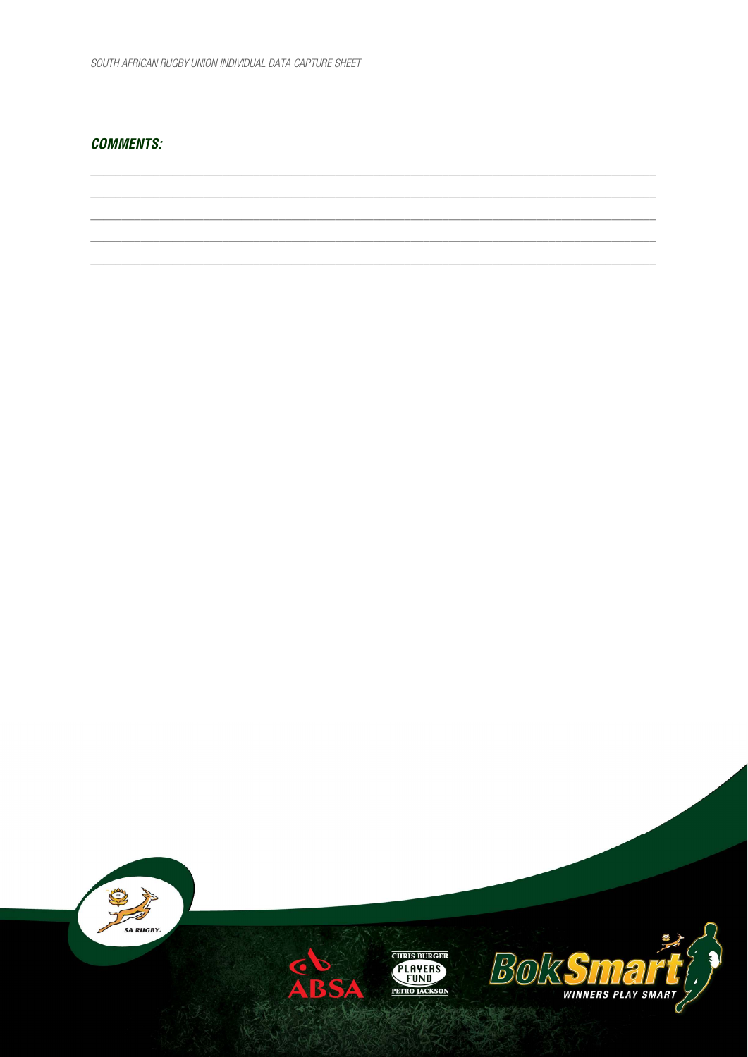***COMMENTS:***

\_\_\_\_\_\_\_\_\_\_\_\_\_\_\_\_\_\_\_\_\_\_\_\_\_\_\_\_\_\_\_\_\_\_\_\_\_\_\_\_\_\_\_\_\_\_\_\_\_\_\_\_\_\_\_\_\_\_\_\_\_\_\_\_\_\_\_\_\_\_\_\_\_\_\_\_\_\_

\_\_\_\_\_\_\_\_\_\_\_\_\_\_\_\_\_\_\_\_\_\_\_\_\_\_\_\_\_\_\_\_\_\_\_\_\_\_\_\_\_\_\_\_\_\_\_\_\_\_\_\_\_\_\_\_\_\_\_\_\_\_\_\_\_\_\_\_\_\_\_\_\_\_\_\_\_\_

\_\_\_\_\_\_\_\_\_\_\_\_\_\_\_\_\_\_\_\_\_\_\_\_\_\_\_\_\_\_\_\_\_\_\_\_\_\_\_\_\_\_\_\_\_\_\_\_\_\_\_\_\_\_\_\_\_\_\_\_\_\_\_\_\_\_\_\_\_\_\_\_\_\_\_\_\_\_

\_\_\_\_\_\_\_\_\_\_\_\_\_\_\_\_\_\_\_\_\_\_\_\_\_\_\_\_\_\_\_\_\_\_\_\_\_\_\_\_\_\_\_\_\_\_\_\_\_\_\_\_\_\_\_\_\_\_\_\_\_\_\_\_\_\_\_\_\_\_\_\_\_\_\_\_\_\_

\_\_\_\_\_\_\_\_\_\_\_\_\_\_\_\_\_\_\_\_\_\_\_\_\_\_\_\_\_\_\_\_\_\_\_\_\_\_\_\_\_\_\_\_\_\_\_\_\_\_\_\_\_\_\_\_\_\_\_\_\_\_\_\_\_\_\_\_\_\_\_\_\_\_\_\_\_\_

SA RUGBY

ABSA

CHRIS BURGER PLAYERS FUND PETRO JACKSON

BokSmart WINNERS PLAY SMART